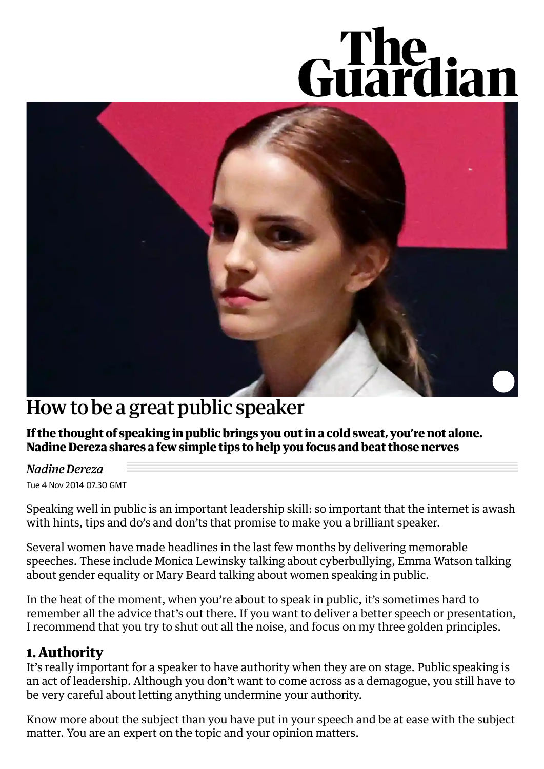# How to be a great public speaker

**If the thought of speaking in public brings you out in a cold sweat, you're not alone. Nadine Dereza shares a few simple tips to help you focus and beat those nerves**

*Nadine Dereza*

Tue 4 Nov 2014 07.30 GMT

Speaking well in public is an important leadership skill: so important that the internet is awash with hints, tips and do's and don'ts that promise to make you a brilliant speaker.

Several women have made headlines in the last few months by delivering memorable speeches. These include Monica Lewinsky talking about cyberbullying, Emma Watson talking about gender equality or Mary Beard talking about women speaking in public.

In the heat of the moment, when you're about to speak in public, it's sometimes hard to remember all the advice that's out there. If you want to deliver a better speech or presentation, I recommend that you try to shut out all the noise, and focus on my three golden principles.

## 1. Authority

It's really important for a speaker to have authority when they are on stage. Public speaking is an act of leadership. Although you don't want to come across as a demagogue, you still have to be very careful about letting anything undermine your authority.

Know more about the subject than you have put in your speech and be at ease with the subject matter. You are an expert on the topic and your opinion matters.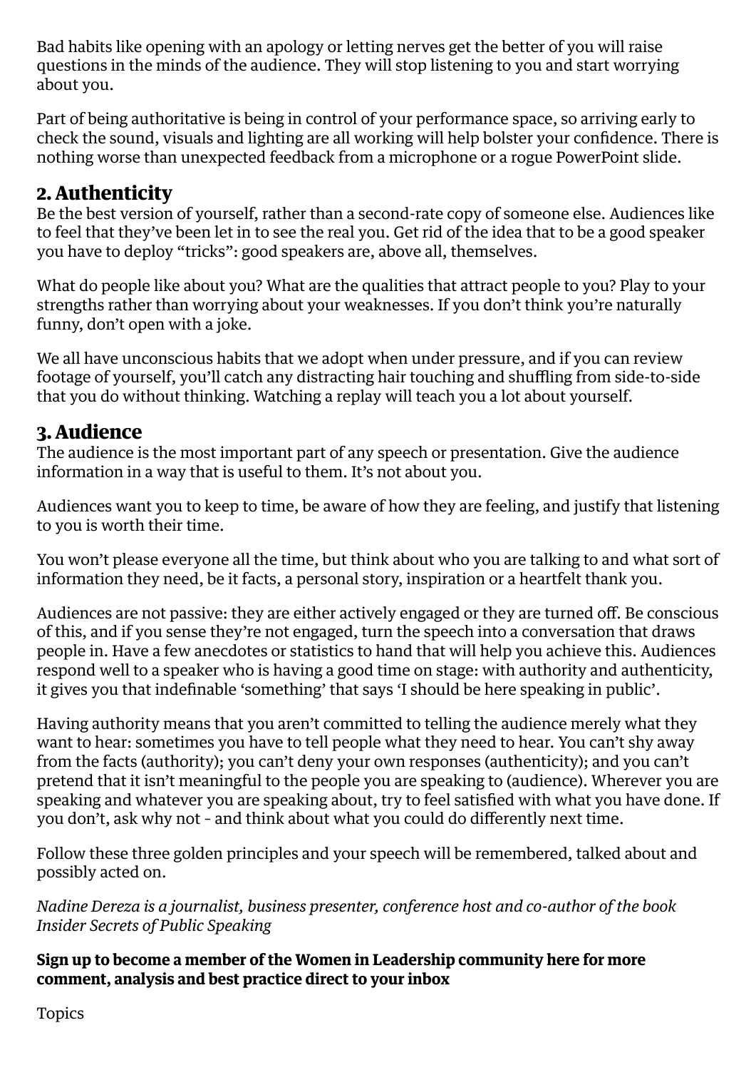Bad habits like opening with an apology or letting nerves get the better of you will raise questions in the minds of the audience. They will stop listening to you and start worrying about you.

Part of being authoritative is being in control of your performance space, so arriving early to check the sound, visuals and lighting are all working will help bolster your confidence. There is nothing worse than unexpected feedback from a microphone or a rogue PowerPoint slide.

## 2. Authenticity

Be the best version of yourself, rather than a second-rate copy of someone else. Audiences like to feel that they've been let in to see the real you. Get rid of the idea that to be a good speaker you have to deploy "tricks": good speakers are, above all, themselves.

What do people like about you? What are the qualities that attract people to you? Play to your strengths rather than worrying about your weaknesses. If you don't think you're naturally funny, don't open with a joke.

We all have unconscious habits that we adopt when under pressure, and if you can review footage of yourself, you'll catch any distracting hair touching and shuffling from side-to-side that you do without thinking. Watching a replay will teach you a lot about yourself.

## 3. Audience

The audience is the most important part of any speech or presentation. Give the audience information in a way that is useful to them. It's not about you.

Audiences want you to keep to time, be aware of how they are feeling, and justify that listening to you is worth their time.

You won't please everyone all the time, but think about who you are talking to and what sort of information they need, be it facts, a personal story, inspiration or a heartfelt thank you.

Audiences are not passive: they are either actively engaged or they are turned off. Be conscious of this, and if you sense they're not engaged, turn the speech into a conversation that draws people in. Have a few anecdotes or statistics to hand that will help you achieve this. Audiences respond well to a speaker who is having a good time on stage: with authority and authenticity, it gives you that indefinable 'something' that says 'I should be here speaking in public'.

Having authority means that you aren't committed to telling the audience merely what they want to hear: sometimes you have to tell people what they need to hear. You can't shy away from the facts (authority); you can't deny your own responses (authenticity); and you can't pretend that it isn't meaningful to the people you are speaking to (audience). Wherever you are speaking and whatever you are speaking about, try to feel satisfied with what you have done. If you don't, ask why not - and think about what you could do differently next time.

Follow these three golden principles and your speech will be remembered, talked about and possibly acted on.

*Nadine Dereza is a journalist, business presenter, conference host and co-author of the book Insider Secrets of Public Speaking*

**Sign up to become a member of the Women in Leadership community here for more comment, analysis and best practice direct to your inbox**

Topics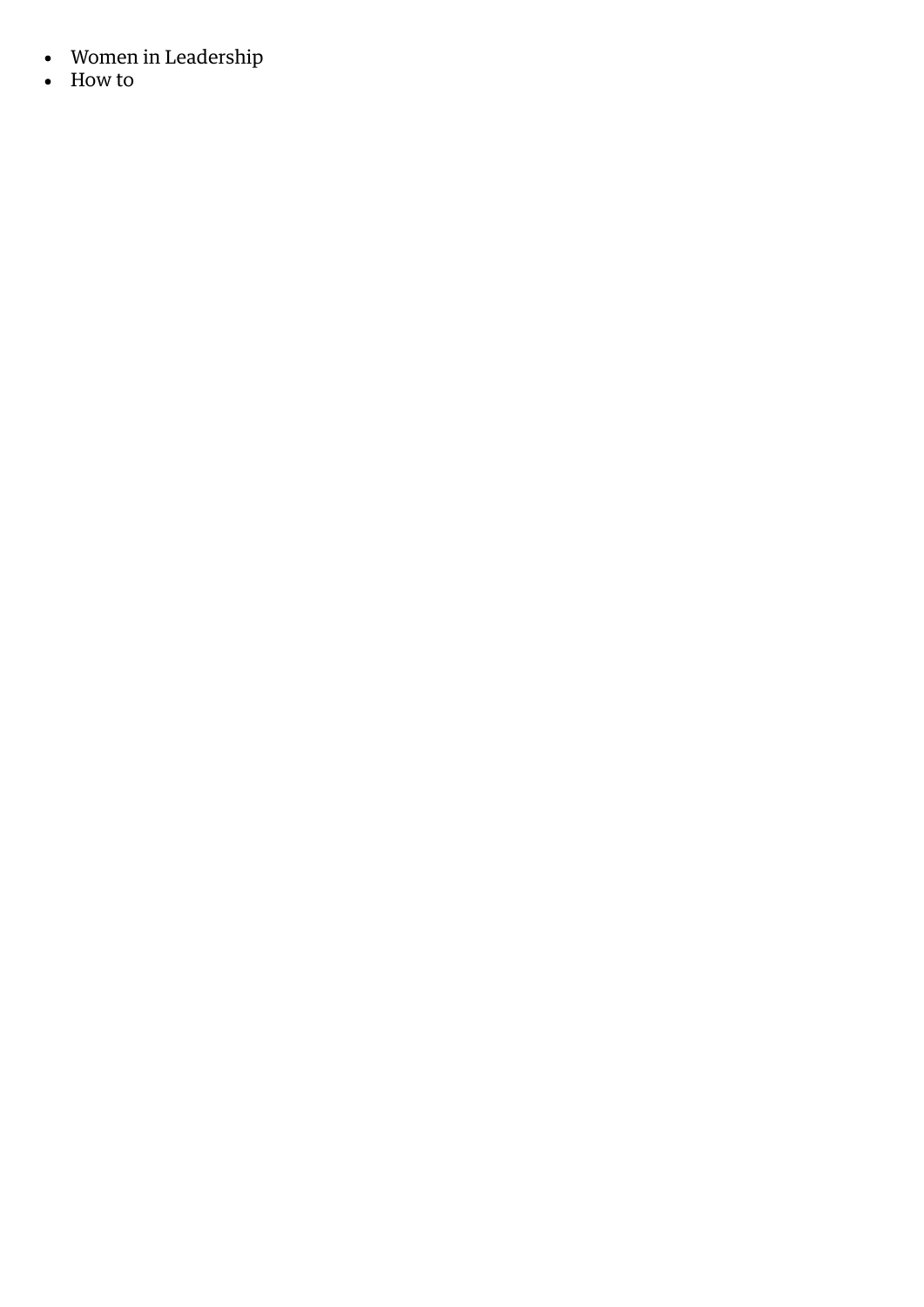- Women in Leadership
- How to